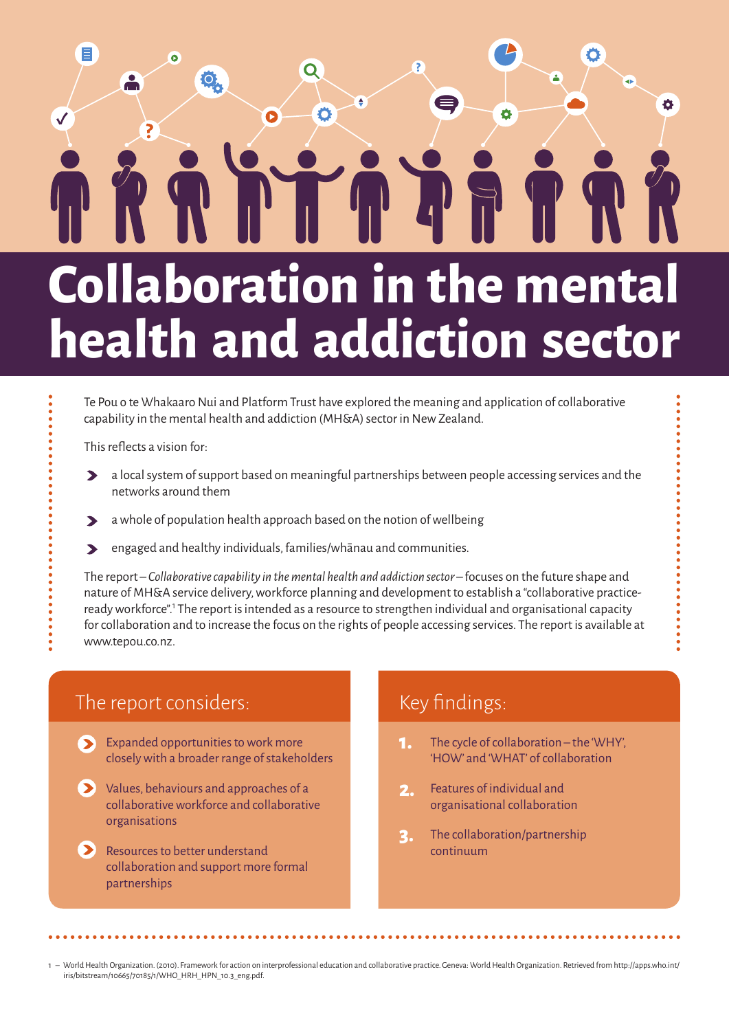# Collaboration in the mental health and addiction sector

Te Pou o te Whakaaro Nui and Platform Trust have explored the meaning and application of collaborative capability in the mental health and addiction (MH&A) sector in New Zealand.

This reflects a vision for:

- a local system of support based on meaningful partnerships between people accessing services and the networks around them
- a whole of population health approach based on the notion of wellbeing
- engaged and healthy individuals, families/whānau and communities.

The report – *Collaborative capability in the mental health and addiction sector* – focuses on the future shape and nature of MH&A service delivery, workforce planning and development to establish a "collaborative practice-ready workforce".[1] The report is intended as a resource to strengthen individual and organisational capacity for collaboration and to increase the focus on the rights of people accessing services. The report is available at www.tepou.co.nz.

## The report considers:

- Expanded opportunities to work more closely with a broader range of stakeholders
- Values, behaviours and approaches of a collaborative workforce and collaborative organisations
- Resources to better understand collaboration and support more formal partnerships

## Key findings:

1. The cycle of collaboration – the 'WHY', 'HOW' and 'WHAT' of collaboration
2. Features of individual and organisational collaboration
3. The collaboration/partnership continuum

1 – World Health Organization. (2010). Framework for action on interprofessional education and collaborative practice. Geneva: World Health Organization. Retrieved from http://apps.who.int/iris/bitstream/10665/70185/1/WHO_HRH_HPN_10.3_eng.pdf.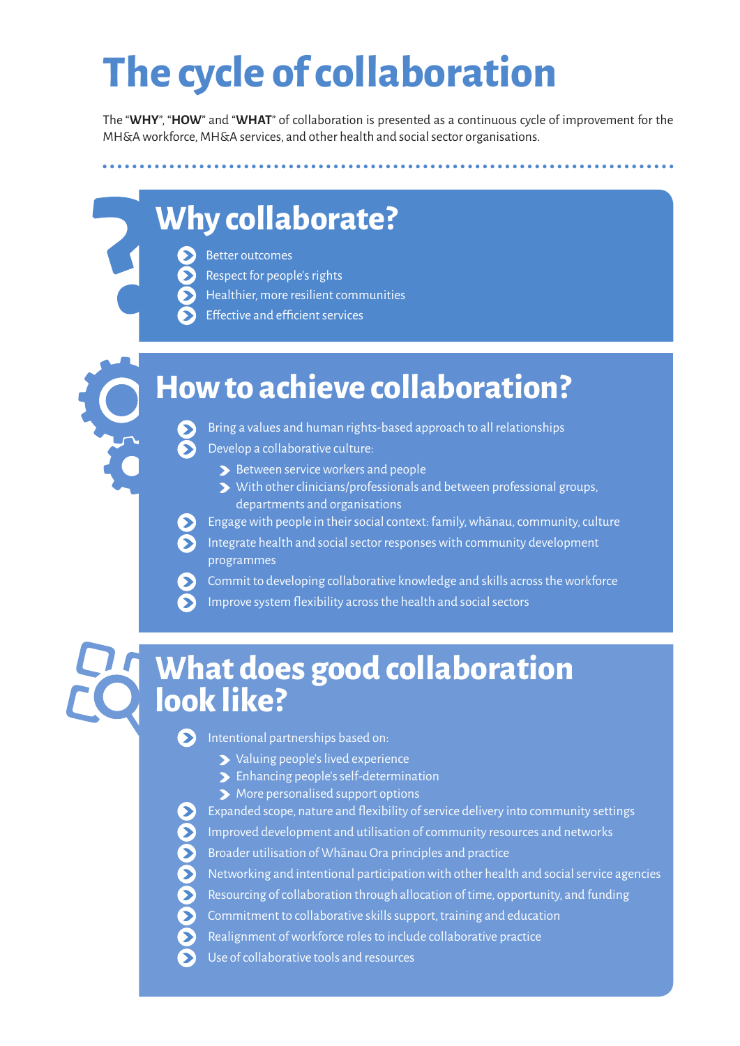# The cycle of collaboration

The "**WHY**", "**HOW**" and "**WHAT**" of collaboration is presented as a continuous cycle of improvement for the MH&A workforce, MH&A services, and other health and social sector organisations.

## Why collaborate?

- Better outcomes
- Respect for people's rights
- Healthier, more resilient communities
- Effective and efficient services

## How to achieve collaboration?

- Bring a values and human rights-based approach to all relationships
- Develop a collaborative culture:
  - Between service workers and people
  - With other clinicians/professionals and between professional groups, departments and organisations
- Engage with people in their social context: family, whānau, community, culture
- Integrate health and social sector responses with community development programmes
- Commit to developing collaborative knowledge and skills across the workforce
- Improve system flexibility across the health and social sectors

## What does good collaboration look like?

- Intentional partnerships based on:
  - Valuing people's lived experience
  - Enhancing people's self-determination
  - More personalised support options
- Expanded scope, nature and flexibility of service delivery into community settings
- Improved development and utilisation of community resources and networks
- Broader utilisation of Whānau Ora principles and practice
- Networking and intentional participation with other health and social service agencies
- Resourcing of collaboration through allocation of time, opportunity, and funding
- Commitment to collaborative skills support, training and education
- Realignment of workforce roles to include collaborative practice
- Use of collaborative tools and resources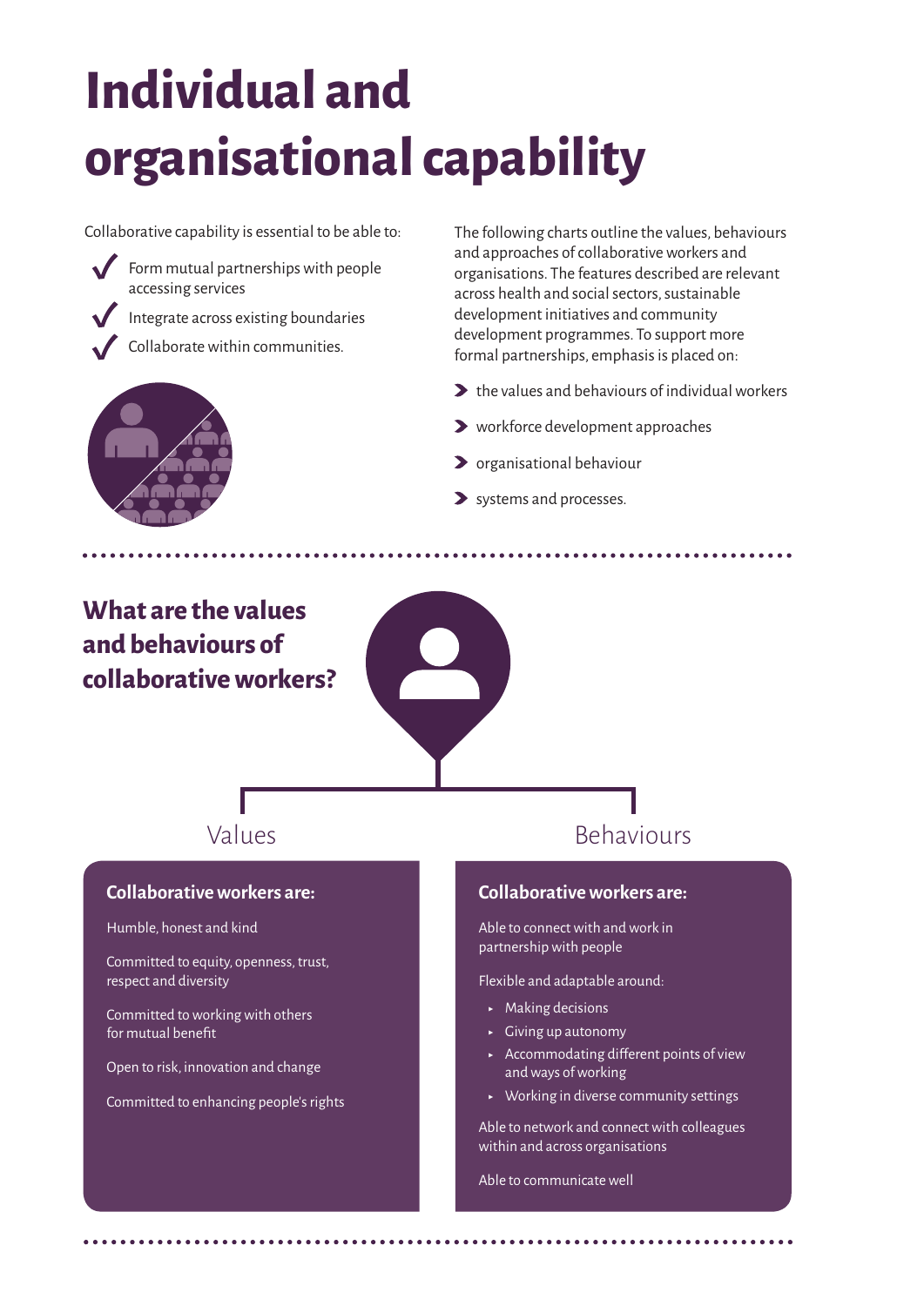# Individual and organisational capability

Collaborative capability is essential to be able to:

- Form mutual partnerships with people accessing services
- Integrate across existing boundaries
- Collaborate within communities.

The following charts outline the values, behaviours and approaches of collaborative workers and organisations. The features described are relevant across health and social sectors, sustainable development initiatives and community development programmes. To support more formal partnerships, emphasis is placed on:

- the values and behaviours of individual workers
- workforce development approaches
- organisational behaviour
- systems and processes.

## What are the values and behaviours of collaborative workers?

### Values

**Collaborative workers are:**

Humble, honest and kind

Committed to equity, openness, trust, respect and diversity

Committed to working with others for mutual benefit

Open to risk, innovation and change

Committed to enhancing people's rights

### Behaviours

**Collaborative workers are:**

Able to connect with and work in partnership with people

Flexible and adaptable around:

- Making decisions
- Giving up autonomy
- Accommodating different points of view and ways of working
- Working in diverse community settings

Able to network and connect with colleagues within and across organisations

Able to communicate well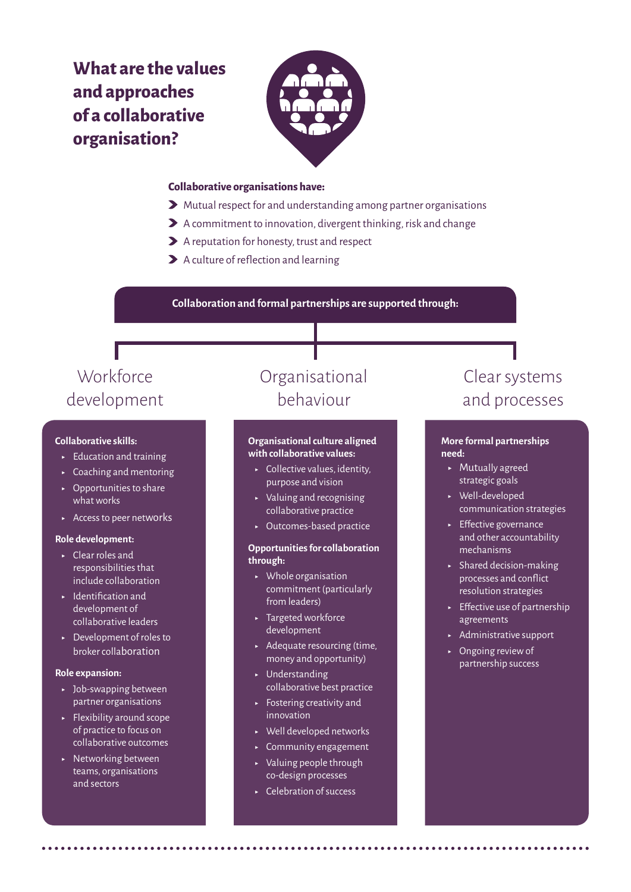# What are the values and approaches of a collaborative organisation?

**Collaborative organisations have:**

- Mutual respect for and understanding among partner organisations
- A commitment to innovation, divergent thinking, risk and change
- A reputation for honesty, trust and respect
- A culture of reflection and learning

**Collaboration and formal partnerships are supported through:**

## Workforce development

**Collaborative skills:**

- Education and training
- Coaching and mentoring
- Opportunities to share what works
- Access to peer networks

**Role development:**

- Clear roles and responsibilities that include collaboration
- Identification and development of collaborative leaders
- Development of roles to broker collaboration

**Role expansion:**

- Job-swapping between partner organisations
- Flexibility around scope of practice to focus on collaborative outcomes
- Networking between teams, organisations and sectors

## Organisational behaviour

**Organisational culture aligned with collaborative values:**

- Collective values, identity, purpose and vision
- Valuing and recognising collaborative practice
- Outcomes-based practice

**Opportunities for collaboration through:**

- Whole organisation commitment (particularly from leaders)
- Targeted workforce development
- Adequate resourcing (time, money and opportunity)
- Understanding collaborative best practice
- Fostering creativity and innovation
- Well developed networks
- Community engagement
- Valuing people through co-design processes
- Celebration of success

## Clear systems and processes

**More formal partnerships need:**

- Mutually agreed strategic goals
- Well-developed communication strategies
- Effective governance and other accountability mechanisms
- Shared decision-making processes and conflict resolution strategies
- Effective use of partnership agreements
- Administrative support
- Ongoing review of partnership success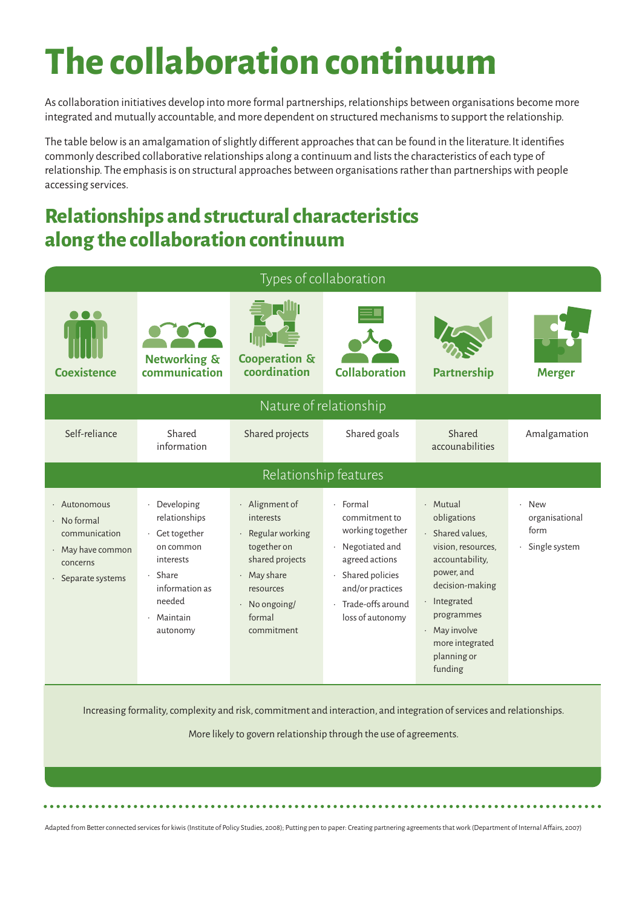# The collaboration continuum

As collaboration initiatives develop into more formal partnerships, relationships between organisations become more integrated and mutually accountable, and more dependent on structured mechanisms to support the relationship.

The table below is an amalgamation of slightly different approaches that can be found in the literature. It identifies commonly described collaborative relationships along a continuum and lists the characteristics of each type of relationship. The emphasis is on structural approaches between organisations rather than partnerships with people accessing services.

## Relationships and structural characteristics along the collaboration continuum

| | Coexistence | Networking & communication | Cooperation & coordination | Collaboration | Partnership | Merger |
|---|---|---|---|---|---|---|
| **Nature of relationship** | Self-reliance | Shared information | Shared projects | Shared goals | Shared accounabilities | Amalgamation |
| **Relationship features** | · Autonomous<br>· No formal communication<br>· May have common concerns<br>· Separate systems | · Developing relationships<br>· Get together on common interests<br>· Share information as needed<br>· Maintain autonomy | · Alignment of interests<br>· Regular working together on shared projects<br>· May share resources<br>· No ongoing/ formal commitment | · Formal commitment to working together<br>· Negotiated and agreed actions<br>· Shared policies and/or practices<br>· Trade-offs around loss of autonomy | · Mutual obligations<br>· Shared values, vision, resources, accountability, power, and decision-making<br>· Integrated programmes<br>· May involve more integrated planning or funding | · New organisational form<br>· Single system |

Increasing formality, complexity and risk, commitment and interaction, and integration of services and relationships.

More likely to govern relationship through the use of agreements.

Adapted from Better connected services for kiwis (Institute of Policy Studies, 2008); Putting pen to paper: Creating partnering agreements that work (Department of Internal Affairs, 2007)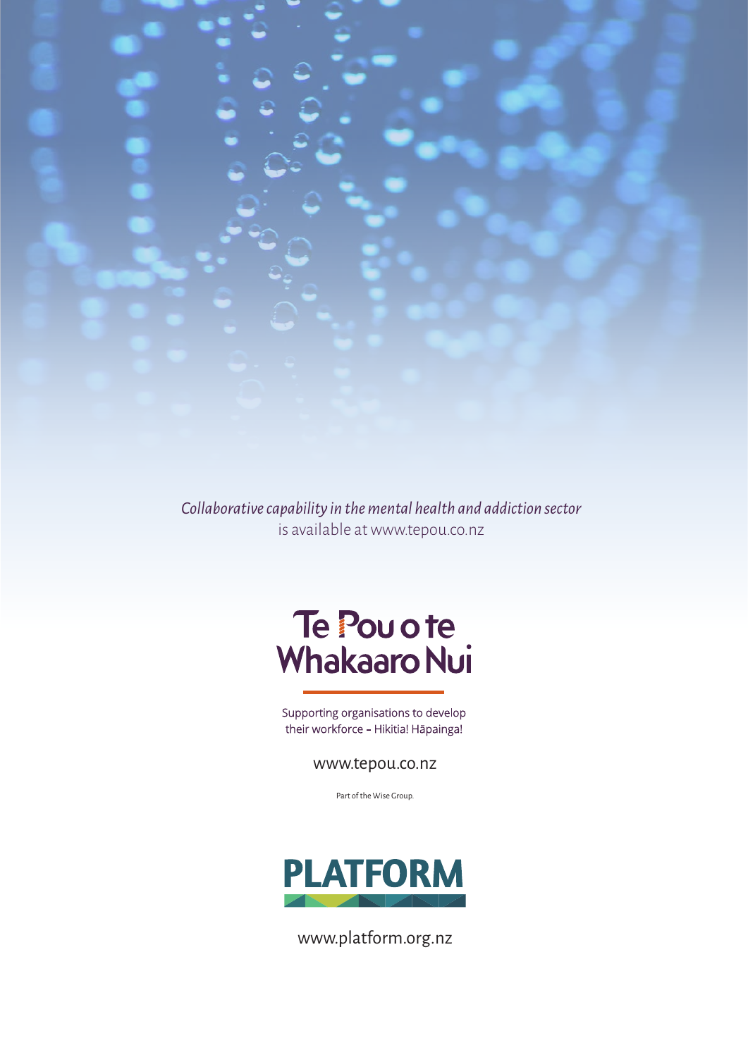*Collaborative capability in the mental health and addiction sector* is available at www.tepou.co.nz

Te Pou o te Whakaaro Nui

Supporting organisations to develop their workforce – Hikitia! Hāpainga!

www.tepou.co.nz

Part of the Wise Group.

PLATFORM

www.platform.org.nz